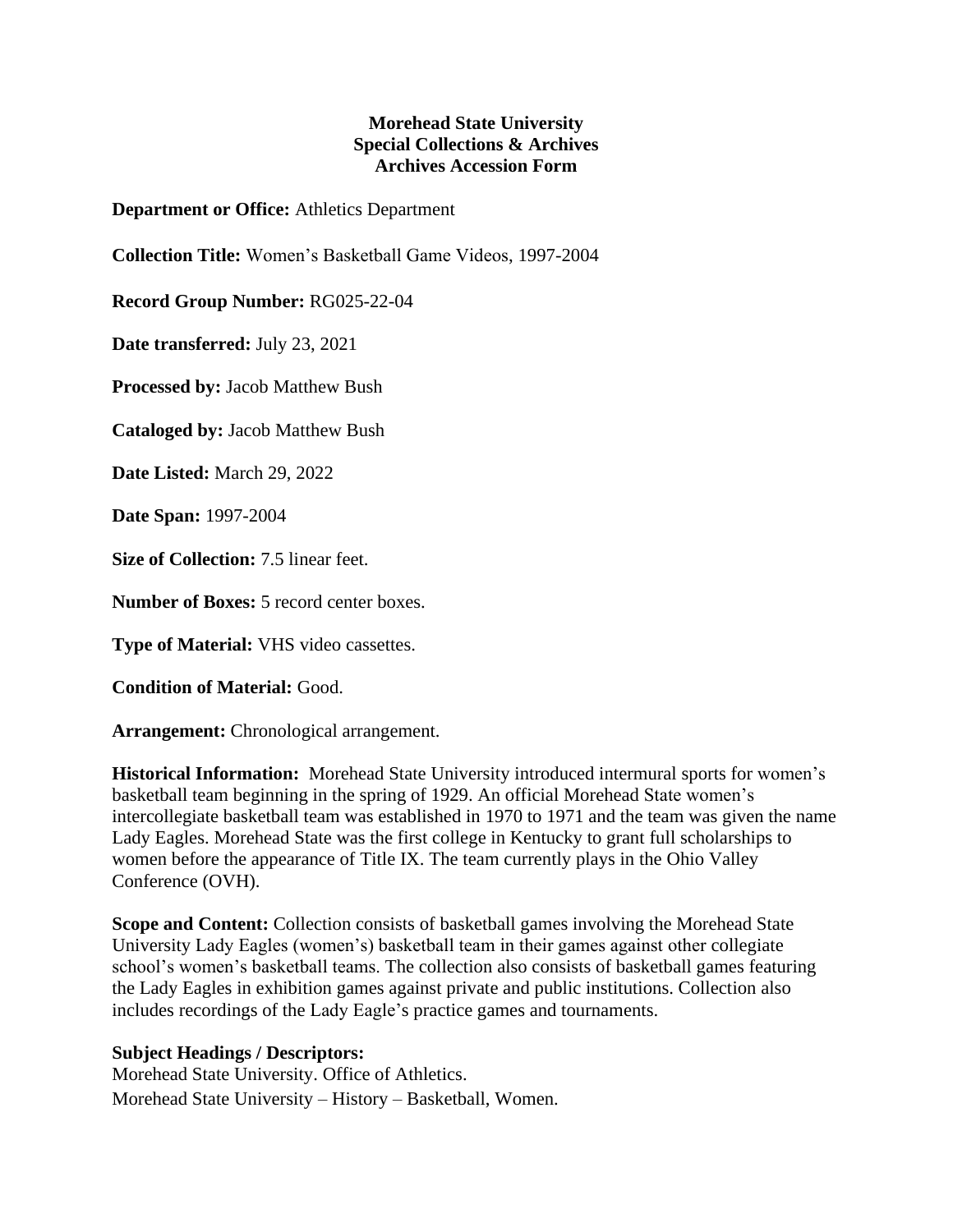**Morehead State University**
**Special Collections & Archives**
**Archives Accession Form**

**Department or Office:** Athletics Department

**Collection Title:** Women's Basketball Game Videos, 1997-2004

**Record Group Number:** RG025-22-04

**Date transferred:** July 23, 2021

**Processed by:** Jacob Matthew Bush

**Cataloged by:** Jacob Matthew Bush

**Date Listed:** March 29, 2022

**Date Span:** 1997-2004

**Size of Collection:** 7.5 linear feet.

**Number of Boxes:** 5 record center boxes.

**Type of Material:** VHS video cassettes.

**Condition of Material:** Good.

**Arrangement:** Chronological arrangement.

**Historical Information:** Morehead State University introduced intermural sports for women's basketball team beginning in the spring of 1929. An official Morehead State women's intercollegiate basketball team was established in 1970 to 1971 and the team was given the name Lady Eagles. Morehead State was the first college in Kentucky to grant full scholarships to women before the appearance of Title IX. The team currently plays in the Ohio Valley Conference (OVH).

**Scope and Content:** Collection consists of basketball games involving the Morehead State University Lady Eagles (women's) basketball team in their games against other collegiate school's women's basketball teams. The collection also consists of basketball games featuring the Lady Eagles in exhibition games against private and public institutions. Collection also includes recordings of the Lady Eagle's practice games and tournaments.

**Subject Headings / Descriptors:**

Morehead State University. Office of Athletics.

Morehead State University – History – Basketball, Women.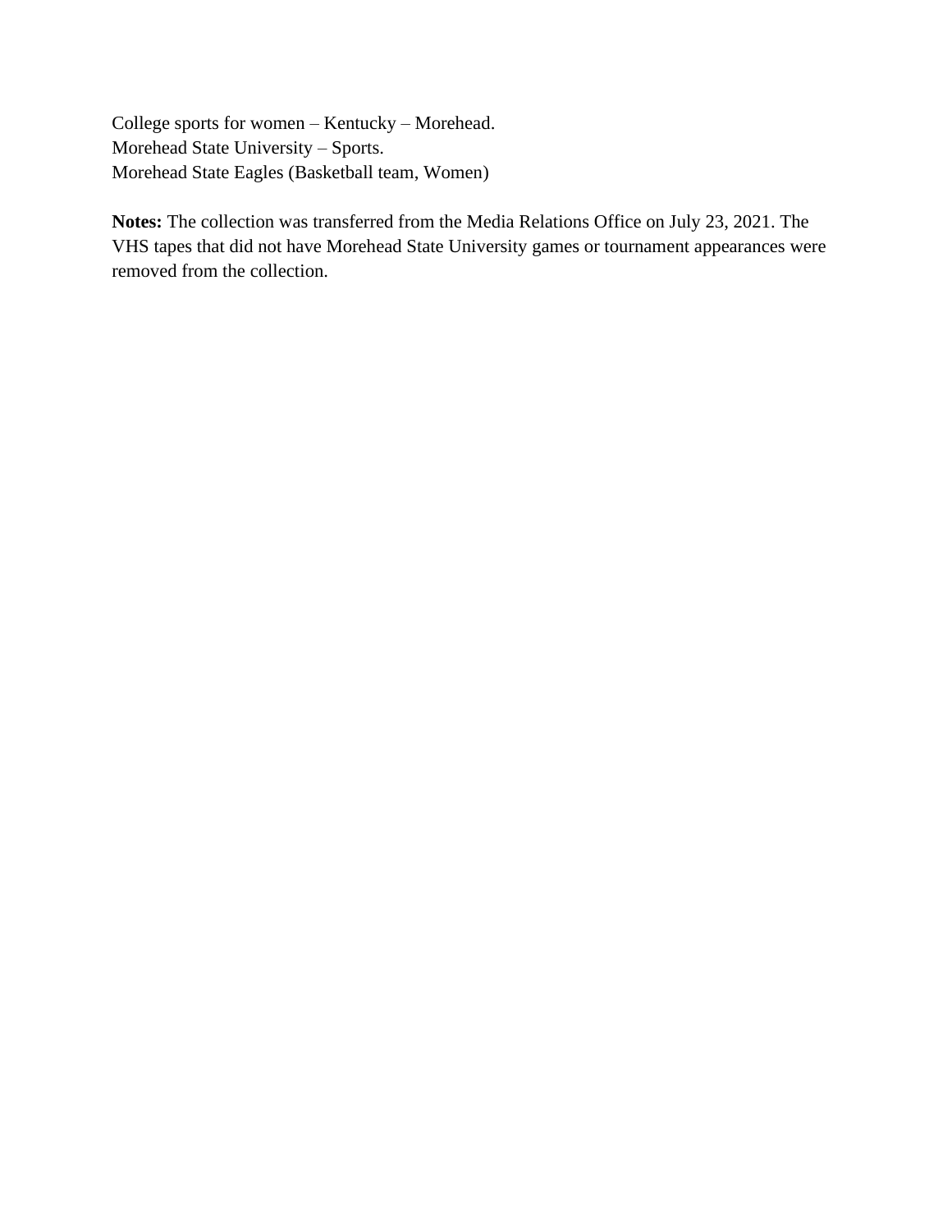College sports for women – Kentucky – Morehead.
Morehead State University – Sports.
Morehead State Eagles (Basketball team, Women)

**Notes:** The collection was transferred from the Media Relations Office on July 23, 2021. The VHS tapes that did not have Morehead State University games or tournament appearances were removed from the collection.